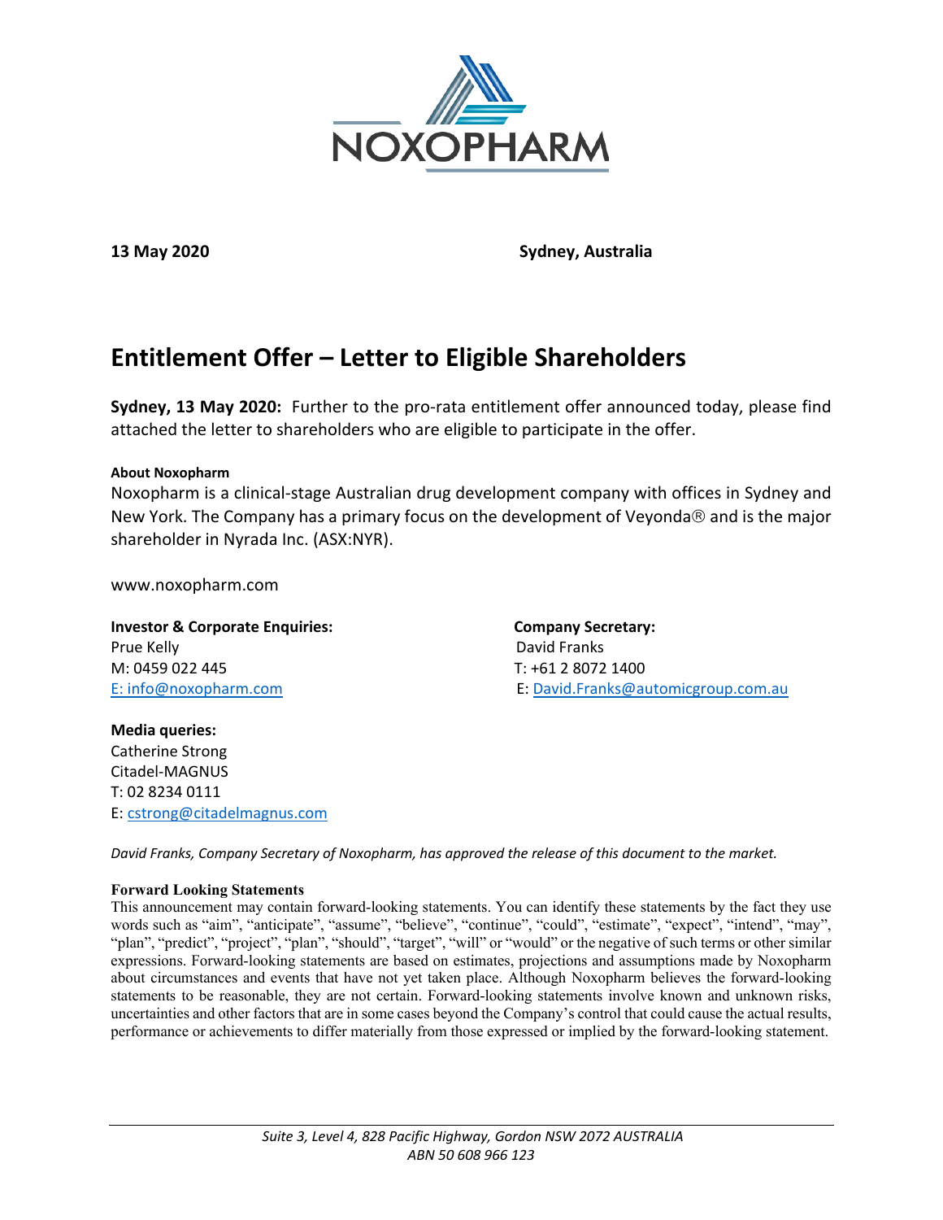NOXOPHARM

**13 May 2020** **Sydney, Australia**

# Entitlement Offer – Letter to Eligible Shareholders

**Sydney, 13 May 2020:** Further to the pro-rata entitlement offer announced today, please find attached the letter to shareholders who are eligible to participate in the offer.

**About Noxopharm**

Noxopharm is a clinical-stage Australian drug development company with offices in Sydney and New York. The Company has a primary focus on the development of Veyonda® and is the major shareholder in Nyrada Inc. (ASX:NYR).

www.noxopharm.com

**Investor & Corporate Enquiries:**
Prue Kelly
M: 0459 022 445
E: info@noxopharm.com

**Company Secretary:**
David Franks
T: +61 2 8072 1400
E: David.Franks@automicgroup.com.au

**Media queries:**
Catherine Strong
Citadel-MAGNUS
T: 02 8234 0111
E: cstrong@citadelmagnus.com

*David Franks, Company Secretary of Noxopharm, has approved the release of this document to the market.*

**Forward Looking Statements**

This announcement may contain forward-looking statements. You can identify these statements by the fact they use words such as "aim", "anticipate", "assume", "believe", "continue", "could", "estimate", "expect", "intend", "may", "plan", "predict", "project", "plan", "should", "target", "will" or "would" or the negative of such terms or other similar expressions. Forward-looking statements are based on estimates, projections and assumptions made by Noxopharm about circumstances and events that have not yet taken place. Although Noxopharm believes the forward-looking statements to be reasonable, they are not certain. Forward-looking statements involve known and unknown risks, uncertainties and other factors that are in some cases beyond the Company's control that could cause the actual results, performance or achievements to differ materially from those expressed or implied by the forward-looking statement.

*Suite 3, Level 4, 828 Pacific Highway, Gordon NSW 2072 AUSTRALIA*
*ABN 50 608 966 123*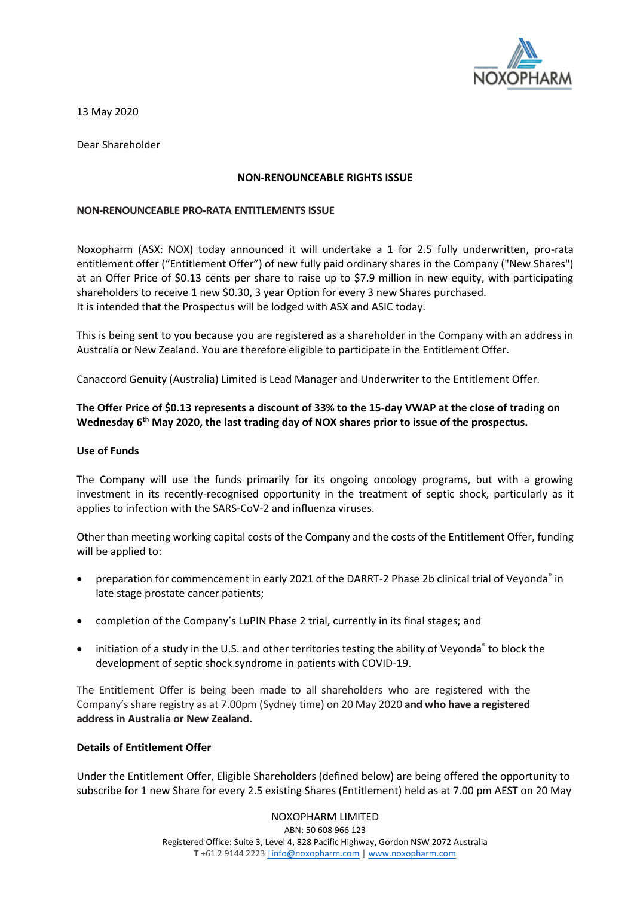13 May 2020

Dear Shareholder

**NON-RENOUNCEABLE RIGHTS ISSUE**

**NON-RENOUNCEABLE PRO-RATA ENTITLEMENTS ISSUE**

Noxopharm (ASX: NOX) today announced it will undertake a 1 for 2.5 fully underwritten, pro-rata entitlement offer ("Entitlement Offer") of new fully paid ordinary shares in the Company ("New Shares") at an Offer Price of $0.13 cents per share to raise up to $7.9 million in new equity, with participating shareholders to receive 1 new $0.30, 3 year Option for every 3 new Shares purchased.
It is intended that the Prospectus will be lodged with ASX and ASIC today.

This is being sent to you because you are registered as a shareholder in the Company with an address in Australia or New Zealand. You are therefore eligible to participate in the Entitlement Offer.

Canaccord Genuity (Australia) Limited is Lead Manager and Underwriter to the Entitlement Offer.

**The Offer Price of $0.13 represents a discount of 33% to the 15-day VWAP at the close of trading on Wednesday 6th May 2020, the last trading day of NOX shares prior to issue of the prospectus.**

**Use of Funds**

The Company will use the funds primarily for its ongoing oncology programs, but with a growing investment in its recently-recognised opportunity in the treatment of septic shock, particularly as it applies to infection with the SARS-CoV-2 and influenza viruses.

Other than meeting working capital costs of the Company and the costs of the Entitlement Offer, funding will be applied to:

- preparation for commencement in early 2021 of the DARRT-2 Phase 2b clinical trial of Veyonda® in late stage prostate cancer patients;
- completion of the Company's LuPIN Phase 2 trial, currently in its final stages; and
- initiation of a study in the U.S. and other territories testing the ability of Veyonda® to block the development of septic shock syndrome in patients with COVID-19.

The Entitlement Offer is being been made to all shareholders who are registered with the Company's share registry as at 7.00pm (Sydney time) on 20 May 2020 **and who have a registered address in Australia or New Zealand.**

**Details of Entitlement Offer**

Under the Entitlement Offer, Eligible Shareholders (defined below) are being offered the opportunity to subscribe for 1 new Share for every 2.5 existing Shares (Entitlement) held as at 7.00 pm AEST on 20 May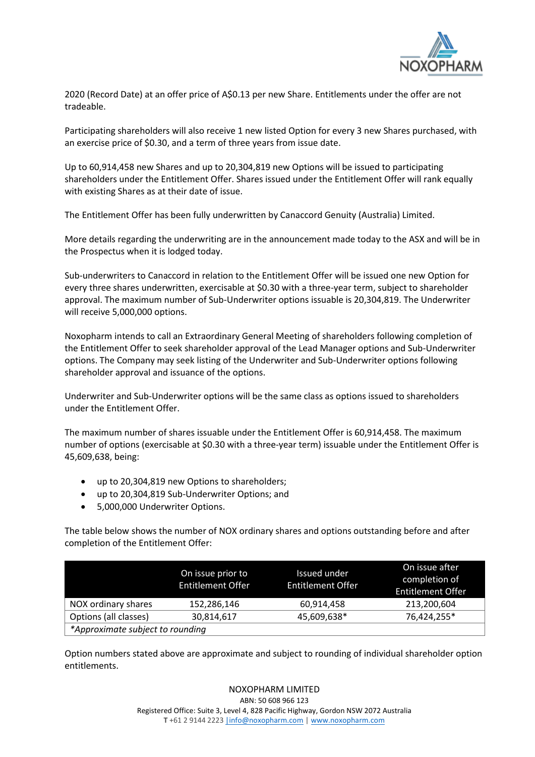2020 (Record Date) at an offer price of A$0.13 per new Share. Entitlements under the offer are not tradeable.

Participating shareholders will also receive 1 new listed Option for every 3 new Shares purchased, with an exercise price of $0.30, and a term of three years from issue date.

Up to 60,914,458 new Shares and up to 20,304,819 new Options will be issued to participating shareholders under the Entitlement Offer. Shares issued under the Entitlement Offer will rank equally with existing Shares as at their date of issue.

The Entitlement Offer has been fully underwritten by Canaccord Genuity (Australia) Limited.

More details regarding the underwriting are in the announcement made today to the ASX and will be in the Prospectus when it is lodged today.

Sub-underwriters to Canaccord in relation to the Entitlement Offer will be issued one new Option for every three shares underwritten, exercisable at $0.30 with a three-year term, subject to shareholder approval. The maximum number of Sub-Underwriter options issuable is 20,304,819. The Underwriter will receive 5,000,000 options.

Noxopharm intends to call an Extraordinary General Meeting of shareholders following completion of the Entitlement Offer to seek shareholder approval of the Lead Manager options and Sub-Underwriter options. The Company may seek listing of the Underwriter and Sub-Underwriter options following shareholder approval and issuance of the options.

Underwriter and Sub-Underwriter options will be the same class as options issued to shareholders under the Entitlement Offer.

The maximum number of shares issuable under the Entitlement Offer is 60,914,458. The maximum number of options (exercisable at $0.30 with a three-year term) issuable under the Entitlement Offer is 45,609,638, being:

- up to 20,304,819 new Options to shareholders;
- up to 20,304,819 Sub-Underwriter Options; and
- 5,000,000 Underwriter Options.

The table below shows the number of NOX ordinary shares and options outstanding before and after completion of the Entitlement Offer:

| | On issue prior to Entitlement Offer | Issued under Entitlement Offer | On issue after completion of Entitlement Offer |
|---|---|---|---|
| NOX ordinary shares | 152,286,146 | 60,914,458 | 213,200,604 |
| Options (all classes) | 30,814,617 | 45,609,638* | 76,424,255* |
| *Approximate subject to rounding* | | | |

Option numbers stated above are approximate and subject to rounding of individual shareholder option entitlements.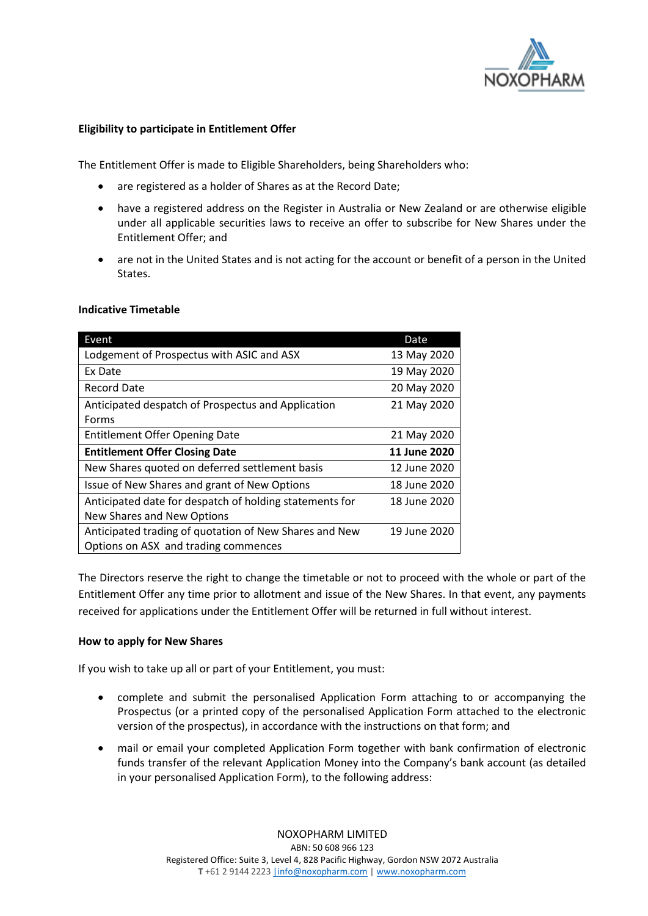**Eligibility to participate in Entitlement Offer**

The Entitlement Offer is made to Eligible Shareholders, being Shareholders who:

- are registered as a holder of Shares as at the Record Date;
- have a registered address on the Register in Australia or New Zealand or are otherwise eligible under all applicable securities laws to receive an offer to subscribe for New Shares under the Entitlement Offer; and
- are not in the United States and is not acting for the account or benefit of a person in the United States.

**Indicative Timetable**

| Event | Date |
|---|---|
| Lodgement of Prospectus with ASIC and ASX | 13 May 2020 |
| Ex Date | 19 May 2020 |
| Record Date | 20 May 2020 |
| Anticipated despatch of Prospectus and Application Forms | 21 May 2020 |
| Entitlement Offer Opening Date | 21 May 2020 |
| **Entitlement Offer Closing Date** | **11 June 2020** |
| New Shares quoted on deferred settlement basis | 12 June 2020 |
| Issue of New Shares and grant of New Options | 18 June 2020 |
| Anticipated date for despatch of holding statements for New Shares and New Options | 18 June 2020 |
| Anticipated trading of quotation of New Shares and New Options on ASX and trading commences | 19 June 2020 |

The Directors reserve the right to change the timetable or not to proceed with the whole or part of the Entitlement Offer any time prior to allotment and issue of the New Shares. In that event, any payments received for applications under the Entitlement Offer will be returned in full without interest.

**How to apply for New Shares**

If you wish to take up all or part of your Entitlement, you must:

- complete and submit the personalised Application Form attaching to or accompanying the Prospectus (or a printed copy of the personalised Application Form attached to the electronic version of the prospectus), in accordance with the instructions on that form; and
- mail or email your completed Application Form together with bank confirmation of electronic funds transfer of the relevant Application Money into the Company's bank account (as detailed in your personalised Application Form), to the following address: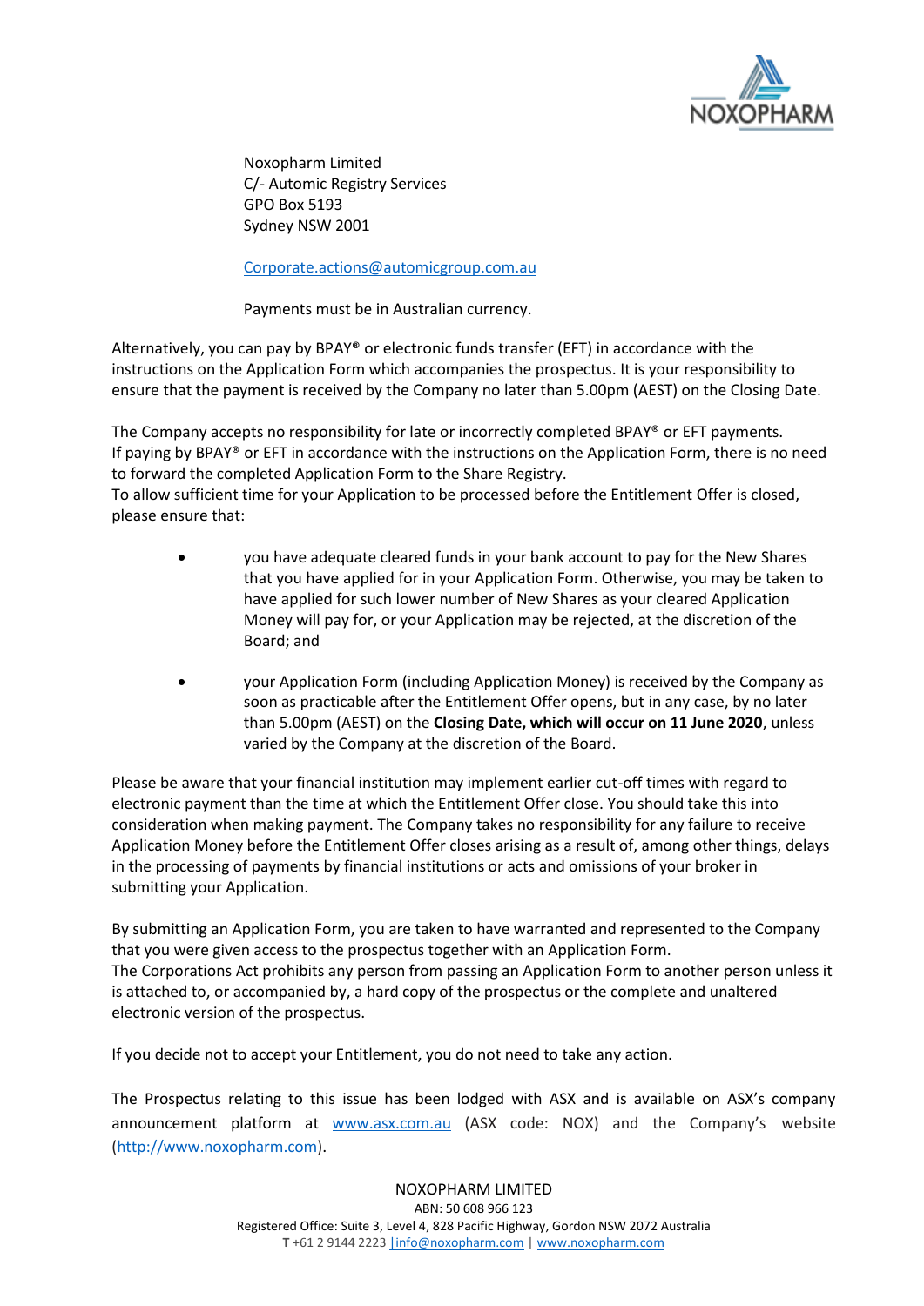Noxopharm Limited
C/- Automic Registry Services
GPO Box 5193
Sydney NSW 2001

Corporate.actions@automicgroup.com.au

Payments must be in Australian currency.

Alternatively, you can pay by BPAY® or electronic funds transfer (EFT) in accordance with the instructions on the Application Form which accompanies the prospectus. It is your responsibility to ensure that the payment is received by the Company no later than 5.00pm (AEST) on the Closing Date.

The Company accepts no responsibility for late or incorrectly completed BPAY® or EFT payments. If paying by BPAY® or EFT in accordance with the instructions on the Application Form, there is no need to forward the completed Application Form to the Share Registry.
To allow sufficient time for your Application to be processed before the Entitlement Offer is closed, please ensure that:

- you have adequate cleared funds in your bank account to pay for the New Shares that you have applied for in your Application Form. Otherwise, you may be taken to have applied for such lower number of New Shares as your cleared Application Money will pay for, or your Application may be rejected, at the discretion of the Board; and

- your Application Form (including Application Money) is received by the Company as soon as practicable after the Entitlement Offer opens, but in any case, by no later than 5.00pm (AEST) on the **Closing Date, which will occur on 11 June 2020**, unless varied by the Company at the discretion of the Board.

Please be aware that your financial institution may implement earlier cut-off times with regard to electronic payment than the time at which the Entitlement Offer close. You should take this into consideration when making payment. The Company takes no responsibility for any failure to receive Application Money before the Entitlement Offer closes arising as a result of, among other things, delays in the processing of payments by financial institutions or acts and omissions of your broker in submitting your Application.

By submitting an Application Form, you are taken to have warranted and represented to the Company that you were given access to the prospectus together with an Application Form.
The Corporations Act prohibits any person from passing an Application Form to another person unless it is attached to, or accompanied by, a hard copy of the prospectus or the complete and unaltered electronic version of the prospectus.

If you decide not to accept your Entitlement, you do not need to take any action.

The Prospectus relating to this issue has been lodged with ASX and is available on ASX's company announcement platform at www.asx.com.au (ASX code: NOX) and the Company's website (http://www.noxopharm.com).

NOXOPHARM LIMITED
ABN: 50 608 966 123
Registered Office: Suite 3, Level 4, 828 Pacific Highway, Gordon NSW 2072 Australia
**T** +61 2 9144 2223 | info@noxopharm.com | www.noxopharm.com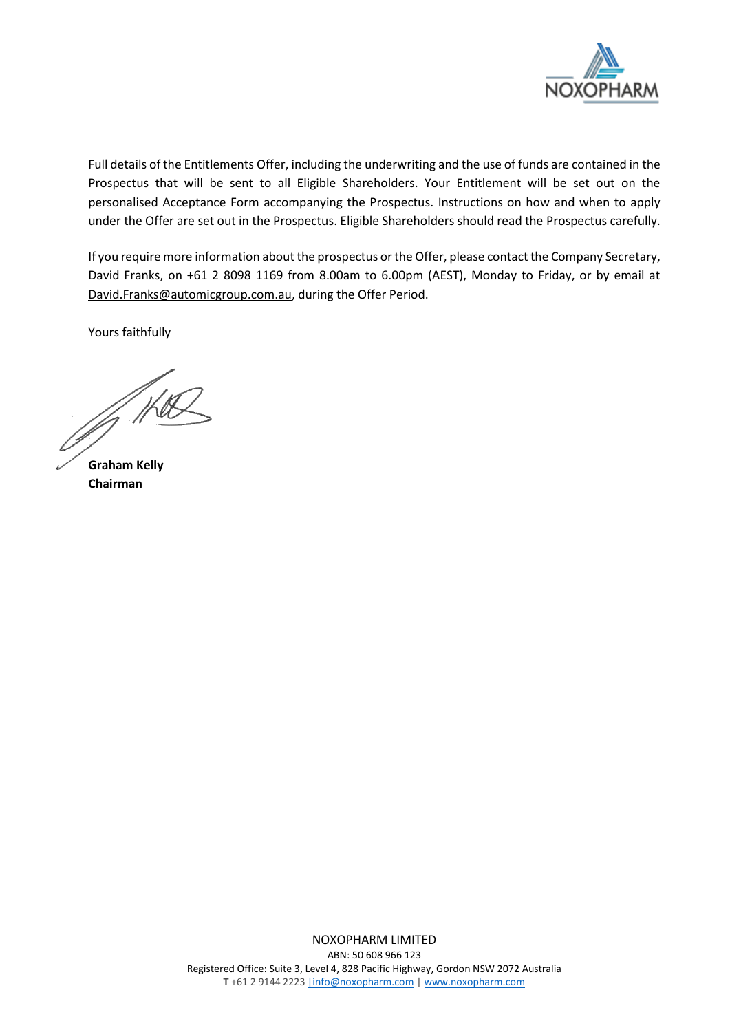Full details of the Entitlements Offer, including the underwriting and the use of funds are contained in the Prospectus that will be sent to all Eligible Shareholders. Your Entitlement will be set out on the personalised Acceptance Form accompanying the Prospectus. Instructions on how and when to apply under the Offer are set out in the Prospectus. Eligible Shareholders should read the Prospectus carefully.

If you require more information about the prospectus or the Offer, please contact the Company Secretary, David Franks, on +61 2 8098 1169 from 8.00am to 6.00pm (AEST), Monday to Friday, or by email at David.Franks@automicgroup.com.au, during the Offer Period.

Yours faithfully

**Graham Kelly**
**Chairman**

NOXOPHARM LIMITED
ABN: 50 608 966 123
Registered Office: Suite 3, Level 4, 828 Pacific Highway, Gordon NSW 2072 Australia
**T** +61 2 9144 2223 | info@noxopharm.com | www.noxopharm.com